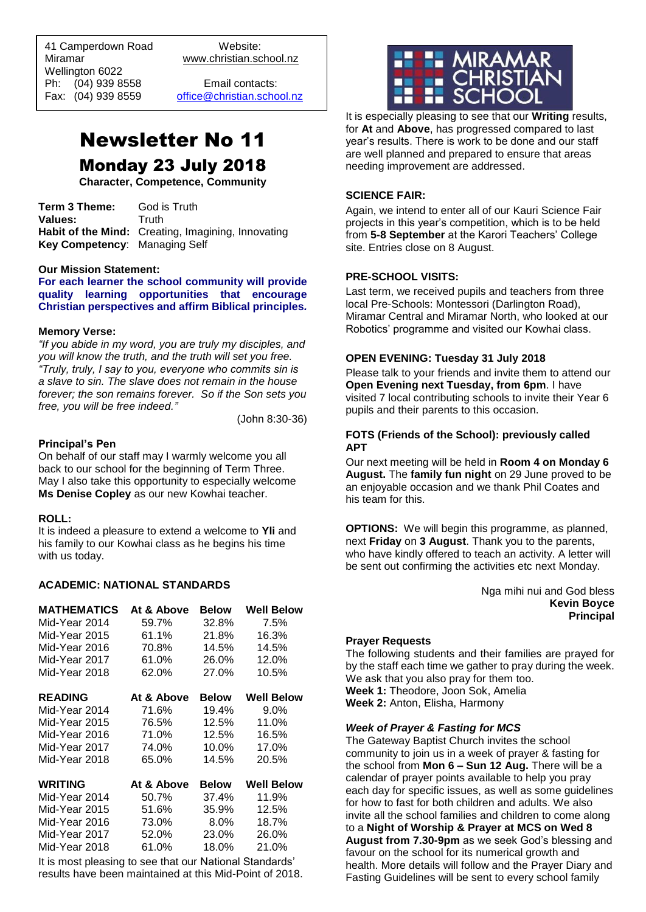41 Camperdown Road
Miramar
Wellington 6022
Ph: (04) 939 8558
Fax: (04) 939 8559

Website:
www.christian.school.nz

Email contacts:
office@christian.school.nz

# Newsletter No 11

## Monday 23 July 2018

**Character, Competence, Community**

**Term 3 Theme:** God is Truth
**Values:** Truth
**Habit of the Mind:** Creating, Imagining, Innovating
**Key Competency**: Managing Self

**Our Mission Statement:**

**For each learner the school community will provide quality learning opportunities that encourage Christian perspectives and affirm Biblical principles.**

**Memory Verse:**

*"If you abide in my word, you are truly my disciples, and you will know the truth, and the truth will set you free. "Truly, truly, I say to you, everyone who commits sin is a slave to sin. The slave does not remain in the house forever; the son remains forever. So if the Son sets you free, you will be free indeed."*

(John 8:30-36)

**Principal's Pen**

On behalf of our staff may I warmly welcome you all back to our school for the beginning of Term Three. May I also take this opportunity to especially welcome **Ms Denise Copley** as our new Kowhai teacher.

**ROLL:**

It is indeed a pleasure to extend a welcome to **Yli** and his family to our Kowhai class as he begins his time with us today.

**ACADEMIC: NATIONAL STANDARDS**

| MATHEMATICS | At & Above | Below | Well Below |
|---|---|---|---|
| Mid-Year 2014 | 59.7% | 32.8% | 7.5% |
| Mid-Year 2015 | 61.1% | 21.8% | 16.3% |
| Mid-Year 2016 | 70.8% | 14.5% | 14.5% |
| Mid-Year 2017 | 61.0% | 26.0% | 12.0% |
| Mid-Year 2018 | 62.0% | 27.0% | 10.5% |

| READING | At & Above | Below | Well Below |
|---|---|---|---|
| Mid-Year 2014 | 71.6% | 19.4% | 9.0% |
| Mid-Year 2015 | 76.5% | 12.5% | 11.0% |
| Mid-Year 2016 | 71.0% | 12.5% | 16.5% |
| Mid-Year 2017 | 74.0% | 10.0% | 17.0% |
| Mid-Year 2018 | 65.0% | 14.5% | 20.5% |

| WRITING | At & Above | Below | Well Below |
|---|---|---|---|
| Mid-Year 2014 | 50.7% | 37.4% | 11.9% |
| Mid-Year 2015 | 51.6% | 35.9% | 12.5% |
| Mid-Year 2016 | 73.0% | 8.0% | 18.7% |
| Mid-Year 2017 | 52.0% | 23.0% | 26.0% |
| Mid-Year 2018 | 61.0% | 18.0% | 21.0% |

It is most pleasing to see that our National Standards' results have been maintained at this Mid-Point of 2018.

It is especially pleasing to see that our **Writing** results, for **At** and **Above**, has progressed compared to last year's results. There is work to be done and our staff are well planned and prepared to ensure that areas needing improvement are addressed.

**SCIENCE FAIR:**

Again, we intend to enter all of our Kauri Science Fair projects in this year's competition, which is to be held from **5-8 September** at the Karori Teachers' College site. Entries close on 8 August.

**PRE-SCHOOL VISITS:**

Last term, we received pupils and teachers from three local Pre-Schools: Montessori (Darlington Road), Miramar Central and Miramar North, who looked at our Robotics' programme and visited our Kowhai class.

**OPEN EVENING: Tuesday 31 July 2018**

Please talk to your friends and invite them to attend our **Open Evening next Tuesday, from 6pm**. I have visited 7 local contributing schools to invite their Year 6 pupils and their parents to this occasion.

**FOTS (Friends of the School): previously called APT**

Our next meeting will be held in **Room 4 on Monday 6 August.** The **family fun night** on 29 June proved to be an enjoyable occasion and we thank Phil Coates and his team for this.

**OPTIONS:** We will begin this programme, as planned, next **Friday** on **3 August**. Thank you to the parents, who have kindly offered to teach an activity. A letter will be sent out confirming the activities etc next Monday.

Nga mihi nui and God bless
**Kevin Boyce**
**Principal**

**Prayer Requests**

The following students and their families are prayed for by the staff each time we gather to pray during the week. We ask that you also pray for them too.
**Week 1:** Theodore, Joon Sok, Amelia
**Week 2:** Anton, Elisha, Harmony

***Week of Prayer & Fasting for MCS***

The Gateway Baptist Church invites the school community to join us in a week of prayer & fasting for the school from **Mon 6 – Sun 12 Aug.** There will be a calendar of prayer points available to help you pray each day for specific issues, as well as some guidelines for how to fast for both children and adults. We also invite all the school families and children to come along to a **Night of Worship & Prayer at MCS on Wed 8 August from 7.30-9pm** as we seek God's blessing and favour on the school for its numerical growth and health. More details will follow and the Prayer Diary and Fasting Guidelines will be sent to every school family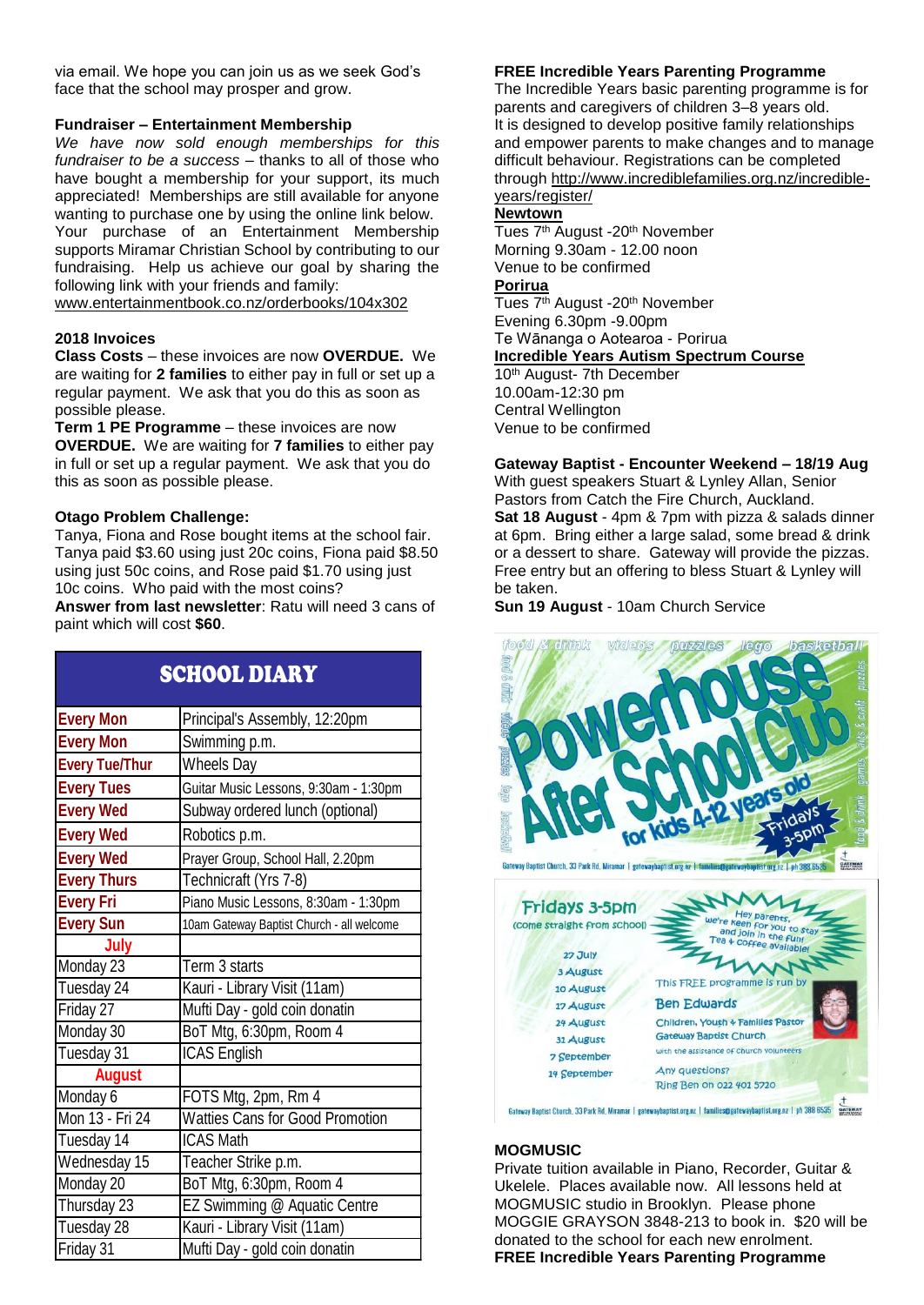via email. We hope you can join us as we seek God's face that the school may prosper and grow.

**Fundraiser – Entertainment Membership**

*We have now sold enough memberships for this fundraiser to be a success* – thanks to all of those who have bought a membership for your support, its much appreciated! Memberships are still available for anyone wanting to purchase one by using the online link below. Your purchase of an Entertainment Membership supports Miramar Christian School by contributing to our fundraising. Help us achieve our goal by sharing the following link with your friends and family:
www.entertainmentbook.co.nz/orderbooks/104x302

**2018 Invoices**

**Class Costs** – these invoices are now **OVERDUE.** We are waiting for **2 families** to either pay in full or set up a regular payment. We ask that you do this as soon as possible please.

**Term 1 PE Programme** – these invoices are now **OVERDUE.** We are waiting for **7 families** to either pay in full or set up a regular payment. We ask that you do this as soon as possible please.

**Otago Problem Challenge:**

Tanya, Fiona and Rose bought items at the school fair. Tanya paid $3.60 using just 20c coins, Fiona paid $8.50 using just 50c coins, and Rose paid $1.70 using just 10c coins. Who paid with the most coins?

**Answer from last newsletter**: Ratu will need 3 cans of paint which will cost **$60**.

## SCHOOL DIARY

| | |
|---|---|
| Every Mon | Principal's Assembly, 12:20pm |
| Every Mon | Swimming p.m. |
| Every Tue/Thur | Wheels Day |
| Every Tues | Guitar Music Lessons, 9:30am - 1:30pm |
| Every Wed | Subway ordered lunch (optional) |
| Every Wed | Robotics p.m. |
| Every Wed | Prayer Group, School Hall, 2.20pm |
| Every Thurs | Technicraft (Yrs 7-8) |
| Every Fri | Piano Music Lessons, 8:30am - 1:30pm |
| Every Sun | 10am Gateway Baptist Church - all welcome |
| **July** | |
| Monday 23 | Term 3 starts |
| Tuesday 24 | Kauri - Library Visit (11am) |
| Friday 27 | Mufti Day - gold coin donatin |
| Monday 30 | BoT Mtg, 6:30pm, Room 4 |
| Tuesday 31 | ICAS English |
| **August** | |
| Monday 6 | FOTS Mtg, 2pm, Rm 4 |
| Mon 13 - Fri 24 | Watties Cans for Good Promotion |
| Tuesday 14 | ICAS Math |
| Wednesday 15 | Teacher Strike p.m. |
| Monday 20 | BoT Mtg, 6:30pm, Room 4 |
| Thursday 23 | EZ Swimming @ Aquatic Centre |
| Tuesday 28 | Kauri - Library Visit (11am) |
| Friday 31 | Mufti Day - gold coin donatin |

**FREE Incredible Years Parenting Programme**

The Incredible Years basic parenting programme is for parents and caregivers of children 3–8 years old. It is designed to develop positive family relationships and empower parents to make changes and to manage difficult behaviour. Registrations can be completed through http://www.incrediblefamilies.org.nz/incredible-years/register/

**Newtown**
Tues 7th August -20th November
Morning 9.30am - 12.00 noon
Venue to be confirmed

**Porirua**
Tues 7th August -20th November
Evening 6.30pm -9.00pm
Te Wānanga o Aotearoa - Porirua

**Incredible Years Autism Spectrum Course**
10th August- 7th December
10.00am-12:30 pm
Central Wellington
Venue to be confirmed

**Gateway Baptist - Encounter Weekend – 18/19 Aug**

With guest speakers Stuart & Lynley Allan, Senior Pastors from Catch the Fire Church, Auckland.

**Sat 18 August** - 4pm & 7pm with pizza & salads dinner at 6pm. Bring either a large salad, some bread & drink or a dessert to share. Gateway will provide the pizzas. Free entry but an offering to bless Stuart & Lynley will be taken.

**Sun 19 August** - 10am Church Service

food & drink videos puzzles lego basketball

Powerhouse After School Club
for kids 4-12 years old
Fridays 3-5pm

Gateway Baptist Church, 33 Park Rd, Miramar | gatewaybaptist.org.nz | families@gatewaybaptist.org.nz | ph 388 6535

Fridays 3-5pm
(come straight from school)

27 July
3 August
10 August
17 August
24 August
31 August
7 September
14 September

Hey parents, we're keen for you to stay and join in the fun! Tea + Coffee available!

This FREE programme is run by
Ben Edwards
Children, Youth + Families Pastor
Gateway Baptist Church
with the assistance of church volunteers

Any questions?
Ring Ben on 022 401 5720

Gateway Baptist Church, 33 Park Rd, Miramar | gatewaybaptist.org.nz | families@gatewaybaptist.org.nz | ph 388 6535

**MOGMUSIC**

Private tuition available in Piano, Recorder, Guitar & Ukelele. Places available now. All lessons held at MOGMUSIC studio in Brooklyn. Please phone MOGGIE GRAYSON 3848-213 to book in. $20 will be donated to the school for each new enrolment.

**FREE Incredible Years Parenting Programme**